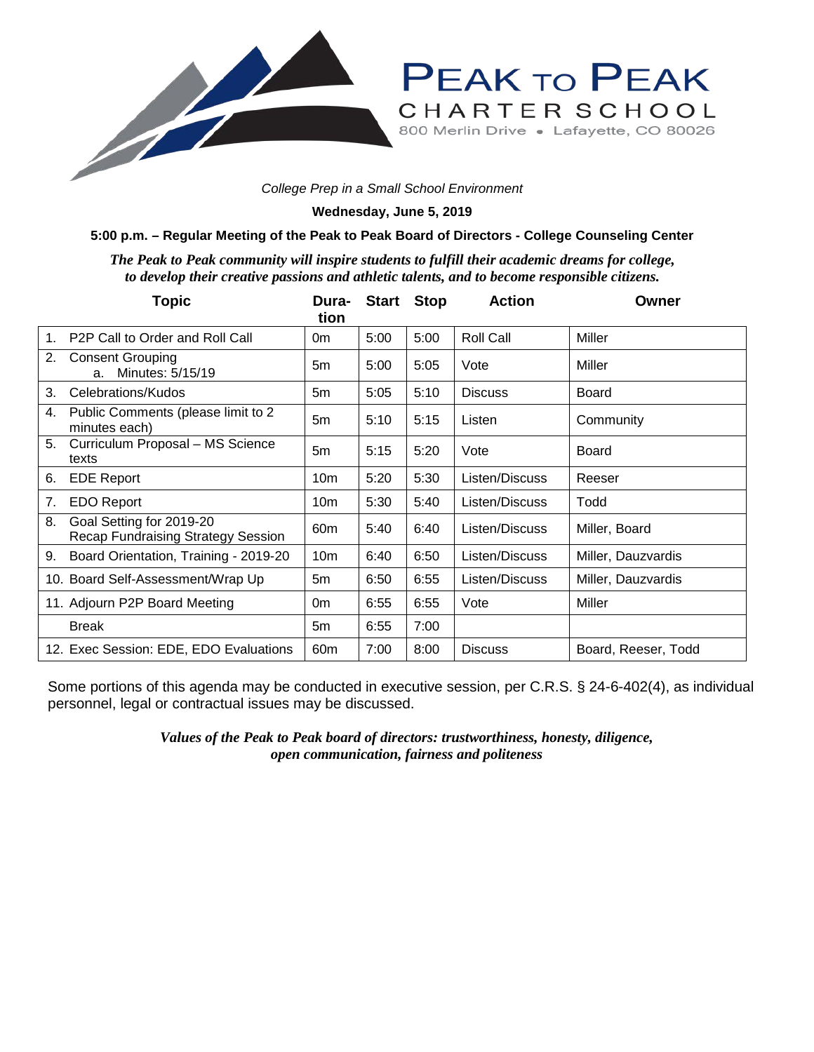# PEAK TO PEAK CHARTER SCHOOL

800 Merlin Drive • Lafayette, CO 80026

*College Prep in a Small School Environment*

**Wednesday, June 5, 2019**

**5:00 p.m. – Regular Meeting of the Peak to Peak Board of Directors - College Counseling Center**

***The Peak to Peak community will inspire students to fulfill their academic dreams for college, to develop their creative passions and athletic talents, and to become responsible citizens.***

| Topic | Duration | Start | Stop | Action | Owner |
|---|---|---|---|---|---|
| 1. P2P Call to Order and Roll Call | 0m | 5:00 | 5:00 | Roll Call | Miller |
| 2. Consent Grouping<br>a. Minutes: 5/15/19 | 5m | 5:00 | 5:05 | Vote | Miller |
| 3. Celebrations/Kudos | 5m | 5:05 | 5:10 | Discuss | Board |
| 4. Public Comments (please limit to 2 minutes each) | 5m | 5:10 | 5:15 | Listen | Community |
| 5. Curriculum Proposal – MS Science texts | 5m | 5:15 | 5:20 | Vote | Board |
| 6. EDE Report | 10m | 5:20 | 5:30 | Listen/Discuss | Reeser |
| 7. EDO Report | 10m | 5:30 | 5:40 | Listen/Discuss | Todd |
| 8. Goal Setting for 2019-20<br>Recap Fundraising Strategy Session | 60m | 5:40 | 6:40 | Listen/Discuss | Miller, Board |
| 9. Board Orientation, Training - 2019-20 | 10m | 6:40 | 6:50 | Listen/Discuss | Miller, Dauzvardis |
| 10. Board Self-Assessment/Wrap Up | 5m | 6:50 | 6:55 | Listen/Discuss | Miller, Dauzvardis |
| 11. Adjourn P2P Board Meeting | 0m | 6:55 | 6:55 | Vote | Miller |
| Break | 5m | 6:55 | 7:00 | | |
| 12. Exec Session: EDE, EDO Evaluations | 60m | 7:00 | 8:00 | Discuss | Board, Reeser, Todd |

Some portions of this agenda may be conducted in executive session, per C.R.S. § 24-6-402(4), as individual personnel, legal or contractual issues may be discussed.

***Values of the Peak to Peak board of directors: trustworthiness, honesty, diligence, open communication, fairness and politeness***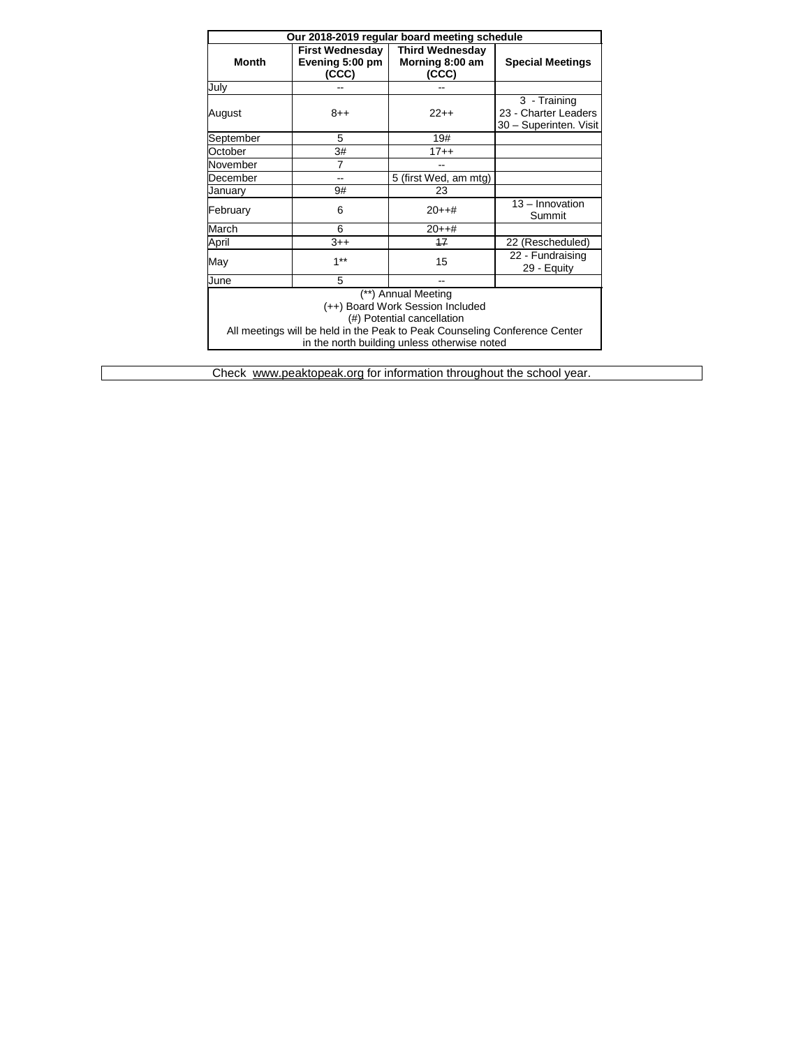| Our 2018-2019 regular board meeting schedule | | | |
|---|---|---|---|
| **Month** | **First Wednesday Evening 5:00 pm (CCC)** | **Third Wednesday Morning 8:00 am (CCC)** | **Special Meetings** |
| July | -- | -- | |
| August | 8++ | 22++ | 3 - Training<br>23 - Charter Leaders<br>30 – Superinten. Visit |
| September | 5 | 19# | |
| October | 3# | 17++ | |
| November | 7 | -- | |
| December | -- | 5 (first Wed, am mtg) | |
| January | 9# | 23 | |
| February | 6 | 20++# | 13 – Innovation Summit |
| March | 6 | 20++# | |
| April | 3++ | ~~17~~ | 22 (Rescheduled) |
| May | 1** | 15 | 22 - Fundraising<br>29 - Equity |
| June | 5 | -- | |

(**) Annual Meeting
(++) Board Work Session Included
(#) Potential cancellation
All meetings will be held in the Peak to Peak Counseling Conference Center in the north building unless otherwise noted

Check www.peaktopeak.org for information throughout the school year.